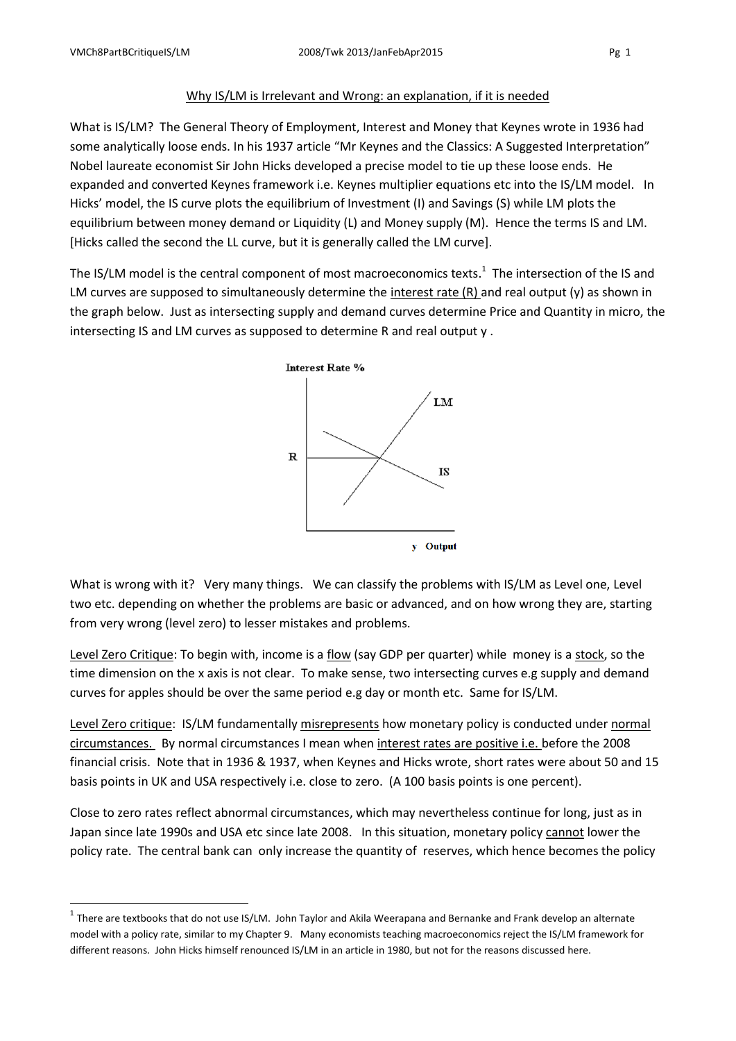## Why IS/LM is Irrelevant and Wrong: an explanation, if it is needed

What is IS/LM? The General Theory of Employment, Interest and Money that Keynes wrote in 1936 had some analytically loose ends. In his 1937 article "Mr Keynes and the Classics: A Suggested Interpretation" Nobel laureate economist Sir John Hicks developed a precise model to tie up these loose ends. He expanded and converted Keynes framework i.e. Keynes multiplier equations etc into the IS/LM model. In Hicks' model, the IS curve plots the equilibrium of Investment (I) and Savings (S) while LM plots the equilibrium between money demand or Liquidity (L) and Money supply (M). Hence the terms IS and LM. [Hicks called the second the LL curve, but it is generally called the LM curve].

The IS/LM model is the central component of most macroeconomics texts.[1] The intersection of the IS and LM curves are supposed to simultaneously determine the interest rate (R) and real output (y) as shown in the graph below. Just as intersecting supply and demand curves determine Price and Quantity in micro, the intersecting IS and LM curves as supposed to determine R and real output y .

What is wrong with it? Very many things. We can classify the problems with IS/LM as Level one, Level two etc. depending on whether the problems are basic or advanced, and on how wrong they are, starting from very wrong (level zero) to lesser mistakes and problems.

Level Zero Critique: To begin with, income is a flow (say GDP per quarter) while money is a stock, so the time dimension on the x axis is not clear. To make sense, two intersecting curves e.g supply and demand curves for apples should be over the same period e.g day or month etc. Same for IS/LM.

Level Zero critique: IS/LM fundamentally misrepresents how monetary policy is conducted under normal circumstances. By normal circumstances I mean when interest rates are positive i.e. before the 2008 financial crisis. Note that in 1936 & 1937, when Keynes and Hicks wrote, short rates were about 50 and 15 basis points in UK and USA respectively i.e. close to zero. (A 100 basis points is one percent).

Close to zero rates reflect abnormal circumstances, which may nevertheless continue for long, just as in Japan since late 1990s and USA etc since late 2008. In this situation, monetary policy cannot lower the policy rate. The central bank can only increase the quantity of reserves, which hence becomes the policy

---

[1] There are textbooks that do not use IS/LM. John Taylor and Akila Weerapana and Bernanke and Frank develop an alternate model with a policy rate, similar to my Chapter 9. Many economists teaching macroeconomics reject the IS/LM framework for different reasons. John Hicks himself renounced IS/LM in an article in 1980, but not for the reasons discussed here.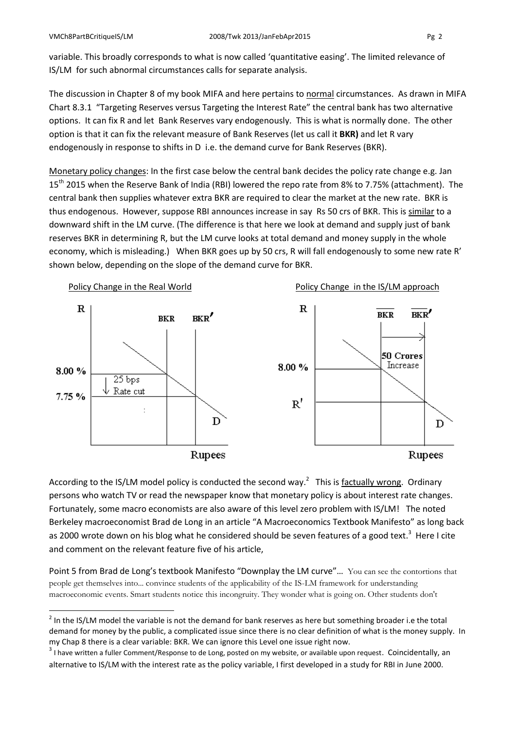variable. This broadly corresponds to what is now called 'quantitative easing'. The limited relevance of IS/LM for such abnormal circumstances calls for separate analysis.

The discussion in Chapter 8 of my book MIFA and here pertains to normal circumstances. As drawn in MIFA Chart 8.3.1 "Targeting Reserves versus Targeting the Interest Rate" the central bank has two alternative options. It can fix R and let Bank Reserves vary endogenously. This is what is normally done. The other option is that it can fix the relevant measure of Bank Reserves (let us call it **BKR)** and let R vary endogenously in response to shifts in D i.e. the demand curve for Bank Reserves (BKR).

Monetary policy changes: In the first case below the central bank decides the policy rate change e.g. Jan 15th 2015 when the Reserve Bank of India (RBI) lowered the repo rate from 8% to 7.75% (attachment). The central bank then supplies whatever extra BKR are required to clear the market at the new rate. BKR is thus endogenous. However, suppose RBI announces increase in say Rs 50 crs of BKR. This is similar to a downward shift in the LM curve. (The difference is that here we look at demand and supply just of bank reserves BKR in determining R, but the LM curve looks at total demand and money supply in the whole economy, which is misleading.) When BKR goes up by 50 crs, R will fall endogenously to some new rate R' shown below, depending on the slope of the demand curve for BKR.

Policy Change in the Real World

Policy Change in the IS/LM approach

According to the IS/LM model policy is conducted the second way.[2] This is factually wrong. Ordinary persons who watch TV or read the newspaper know that monetary policy is about interest rate changes. Fortunately, some macro economists are also aware of this level zero problem with IS/LM! The noted Berkeley macroeconomist Brad de Long in an article "A Macroeconomics Textbook Manifesto" as long back as 2000 wrote down on his blog what he considered should be seven features of a good text.[3] Here I cite and comment on the relevant feature five of his article,

Point 5 from Brad de Long's textbook Manifesto "Downplay the LM curve"... You can see the contortions that people get themselves into... convince students of the applicability of the IS-LM framework for understanding macroeconomic events. Smart students notice this incongruity. They wonder what is going on. Other students don't

[2] In the IS/LM model the variable is not the demand for bank reserves as here but something broader i.e the total demand for money by the public, a complicated issue since there is no clear definition of what is the money supply. In my Chap 8 there is a clear variable: BKR. We can ignore this Level one issue right now.

[3] I have written a fuller Comment/Response to de Long, posted on my website, or available upon request. Coincidentally, an alternative to IS/LM with the interest rate as the policy variable, I first developed in a study for RBI in June 2000.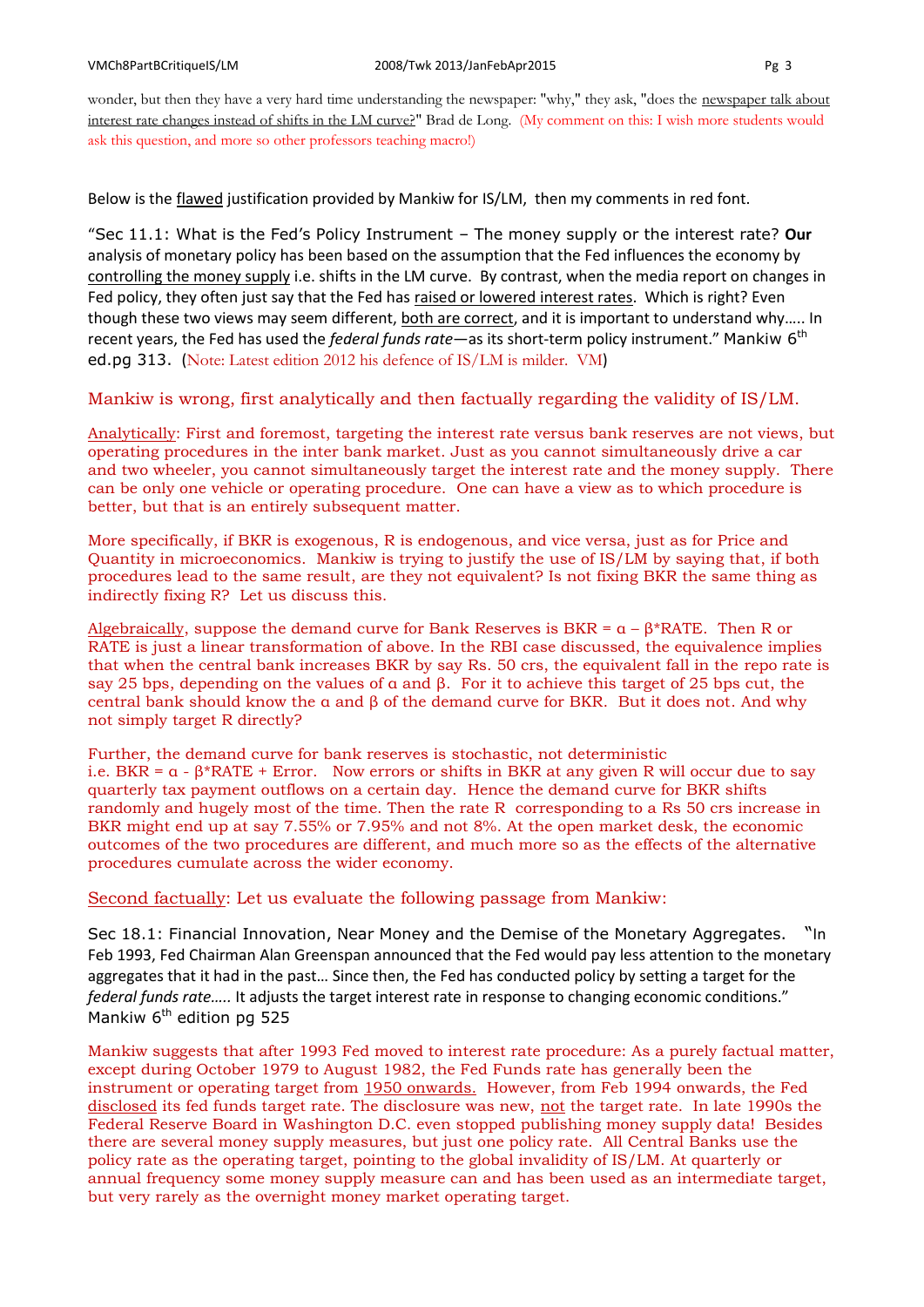wonder, but then they have a very hard time understanding the newspaper: "why," they ask, "does the newspaper talk about interest rate changes instead of shifts in the LM curve?" Brad de Long. (My comment on this: I wish more students would ask this question, and more so other professors teaching macro!)

Below is the flawed justification provided by Mankiw for IS/LM, then my comments in red font.

"Sec 11.1: What is the Fed's Policy Instrument – The money supply or the interest rate? **Our** analysis of monetary policy has been based on the assumption that the Fed influences the economy by controlling the money supply i.e. shifts in the LM curve. By contrast, when the media report on changes in Fed policy, they often just say that the Fed has raised or lowered interest rates. Which is right? Even though these two views may seem different, both are correct, and it is important to understand why….. In recent years, the Fed has used the *federal funds rate*—as its short-term policy instrument." Mankiw 6th ed.pg 313. (Note: Latest edition 2012 his defence of IS/LM is milder. VM)

Mankiw is wrong, first analytically and then factually regarding the validity of IS/LM.

Analytically: First and foremost, targeting the interest rate versus bank reserves are not views, but operating procedures in the inter bank market. Just as you cannot simultaneously drive a car and two wheeler, you cannot simultaneously target the interest rate and the money supply. There can be only one vehicle or operating procedure. One can have a view as to which procedure is better, but that is an entirely subsequent matter.

More specifically, if BKR is exogenous, R is endogenous, and vice versa, just as for Price and Quantity in microeconomics. Mankiw is trying to justify the use of IS/LM by saying that, if both procedures lead to the same result, are they not equivalent? Is not fixing BKR the same thing as indirectly fixing R? Let us discuss this.

Algebraically, suppose the demand curve for Bank Reserves is $BKR = \alpha - \beta*RATE$. Then R or RATE is just a linear transformation of above. In the RBI case discussed, the equivalence implies that when the central bank increases BKR by say Rs. 50 crs, the equivalent fall in the repo rate is say 25 bps, depending on the values of $\alpha$ and $\beta$. For it to achieve this target of 25 bps cut, the central bank should know the $\alpha$ and $\beta$ of the demand curve for BKR. But it does not. And why not simply target R directly?

Further, the demand curve for bank reserves is stochastic, not deterministic i.e. $BKR = \alpha - \beta*RATE + Error$. Now errors or shifts in BKR at any given R will occur due to say quarterly tax payment outflows on a certain day. Hence the demand curve for BKR shifts randomly and hugely most of the time. Then the rate R corresponding to a Rs 50 crs increase in BKR might end up at say 7.55% or 7.95% and not 8%. At the open market desk, the economic outcomes of the two procedures are different, and much more so as the effects of the alternative procedures cumulate across the wider economy.

Second factually: Let us evaluate the following passage from Mankiw:

Sec 18.1: Financial Innovation, Near Money and the Demise of the Monetary Aggregates. "In Feb 1993, Fed Chairman Alan Greenspan announced that the Fed would pay less attention to the monetary aggregates that it had in the past… Since then, the Fed has conducted policy by setting a target for the *federal funds rate*….. It adjusts the target interest rate in response to changing economic conditions." Mankiw 6th edition pg 525

Mankiw suggests that after 1993 Fed moved to interest rate procedure: As a purely factual matter, except during October 1979 to August 1982, the Fed Funds rate has generally been the instrument or operating target from 1950 onwards. However, from Feb 1994 onwards, the Fed disclosed its fed funds target rate. The disclosure was new, not the target rate. In late 1990s the Federal Reserve Board in Washington D.C. even stopped publishing money supply data! Besides there are several money supply measures, but just one policy rate. All Central Banks use the policy rate as the operating target, pointing to the global invalidity of IS/LM. At quarterly or annual frequency some money supply measure can and has been used as an intermediate target, but very rarely as the overnight money market operating target.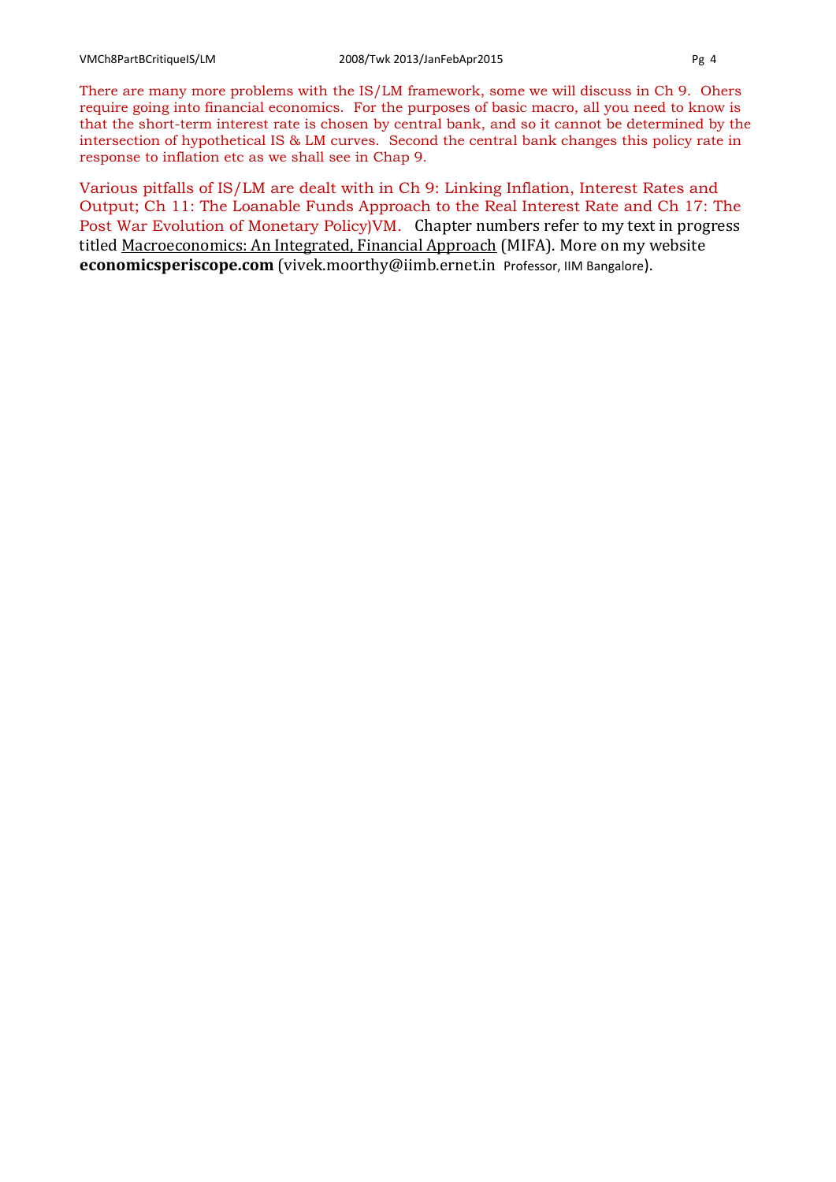There are many more problems with the IS/LM framework, some we will discuss in Ch 9. Ohers require going into financial economics. For the purposes of basic macro, all you need to know is that the short-term interest rate is chosen by central bank, and so it cannot be determined by the intersection of hypothetical IS & LM curves. Second the central bank changes this policy rate in response to inflation etc as we shall see in Chap 9.

Various pitfalls of IS/LM are dealt with in Ch 9: Linking Inflation, Interest Rates and Output; Ch 11: The Loanable Funds Approach to the Real Interest Rate and Ch 17: The Post War Evolution of Monetary Policy)VM. Chapter numbers refer to my text in progress titled Macroeconomics: An Integrated, Financial Approach (MIFA). More on my website **economicsperiscope.com** (vivek.moorthy@iimb.ernet.in Professor, IIM Bangalore).